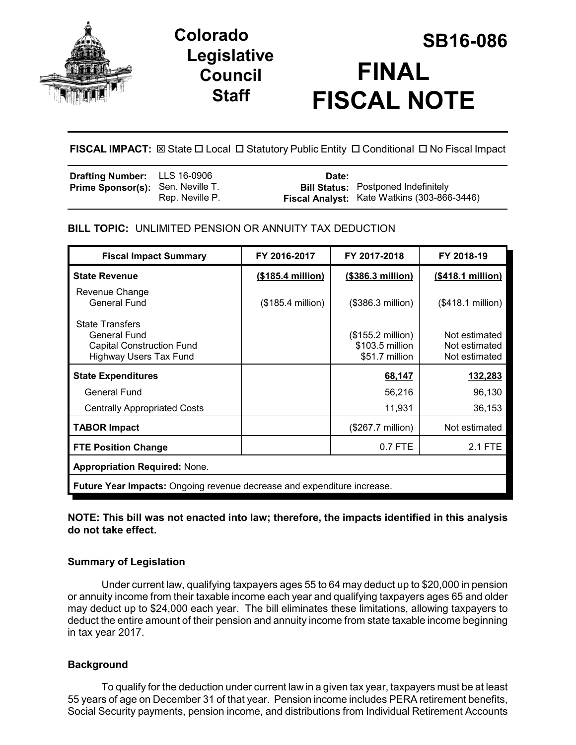# Colorado Legislative Council Staff

# SB16-086

# FINAL FISCAL NOTE

**FISCAL IMPACT:** ☒ State ☐ Local ☐ Statutory Public Entity ☐ Conditional ☐ No Fiscal Impact

| | | | |
|---|---|---|---|
| **Drafting Number:** | LLS 16-0906 | **Date:** | |
| **Prime Sponsor(s):** | Sen. Neville T. Rep. Neville P. | **Bill Status:** | Postponed Indefinitely |
| | | **Fiscal Analyst:** | Kate Watkins (303-866-3446) |

**BILL TOPIC:** UNLIMITED PENSION OR ANNUITY TAX DEDUCTION

| Fiscal Impact Summary | FY 2016-2017 | FY 2017-2018 | FY 2018-19 |
|---|---|---|---|
| **State Revenue** | **($185.4 million)** | **($386.3 million)** | **($418.1 million)** |
| Revenue Change<br>General Fund | ($185.4 million) | ($386.3 million) | ($418.1 million) |
| State Transfers<br>General Fund<br>Capital Construction Fund<br>Highway Users Tax Fund | | ($155.2 million)<br>$103.5 million<br>$51.7 million | Not estimated<br>Not estimated<br>Not estimated |
| **State Expenditures** | | **68,147** | **132,283** |
| General Fund | | 56,216 | 96,130 |
| Centrally Appropriated Costs | | 11,931 | 36,153 |
| **TABOR Impact** | | ($267.7 million) | Not estimated |
| **FTE Position Change** | | 0.7 FTE | 2.1 FTE |
| **Appropriation Required:** None. | | | |
| **Future Year Impacts:** Ongoing revenue decrease and expenditure increase. | | | |

**NOTE: This bill was not enacted into law; therefore, the impacts identified in this analysis do not take effect.**

### Summary of Legislation

Under current law, qualifying taxpayers ages 55 to 64 may deduct up to $20,000 in pension or annuity income from their taxable income each year and qualifying taxpayers ages 65 and older may deduct up to $24,000 each year. The bill eliminates these limitations, allowing taxpayers to deduct the entire amount of their pension and annuity income from state taxable income beginning in tax year 2017.

### Background

To qualify for the deduction under current law in a given tax year, taxpayers must be at least 55 years of age on December 31 of that year. Pension income includes PERA retirement benefits, Social Security payments, pension income, and distributions from Individual Retirement Accounts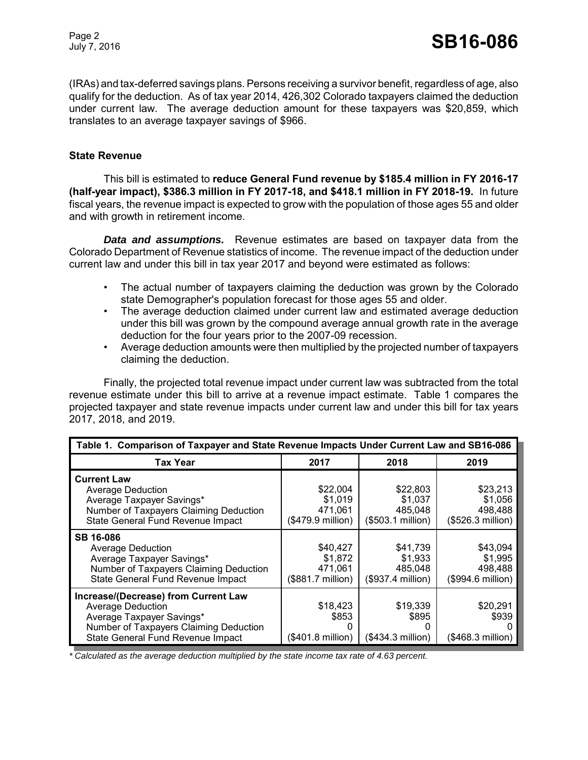(IRAs) and tax-deferred savings plans. Persons receiving a survivor benefit, regardless of age, also qualify for the deduction. As of tax year 2014, 426,302 Colorado taxpayers claimed the deduction under current law. The average deduction amount for these taxpayers was $20,859, which translates to an average taxpayer savings of $966.

### State Revenue

This bill is estimated to **reduce General Fund revenue by $185.4 million in FY 2016-17 (half-year impact), $386.3 million in FY 2017-18, and $418.1 million in FY 2018-19.** In future fiscal years, the revenue impact is expected to grow with the population of those ages 55 and older and with growth in retirement income.

***Data and assumptions.*** Revenue estimates are based on taxpayer data from the Colorado Department of Revenue statistics of income. The revenue impact of the deduction under current law and under this bill in tax year 2017 and beyond were estimated as follows:

- The actual number of taxpayers claiming the deduction was grown by the Colorado state Demographer's population forecast for those ages 55 and older.
- The average deduction claimed under current law and estimated average deduction under this bill was grown by the compound average annual growth rate in the average deduction for the four years prior to the 2007-09 recession.
- Average deduction amounts were then multiplied by the projected number of taxpayers claiming the deduction.

Finally, the projected total revenue impact under current law was subtracted from the total revenue estimate under this bill to arrive at a revenue impact estimate. Table 1 compares the projected taxpayer and state revenue impacts under current law and under this bill for tax years 2017, 2018, and 2019.

**Table 1. Comparison of Taxpayer and State Revenue Impacts Under Current Law and SB16-086**

| Tax Year | 2017 | 2018 | 2019 |
|---|---|---|---|
| **Current Law** | | | |
| Average Deduction | $22,004 | $22,803 | $23,213 |
| Average Taxpayer Savings* | $1,019 | $1,037 | $1,056 |
| Number of Taxpayers Claiming Deduction | 471,061 | 485,048 | 498,488 |
| State General Fund Revenue Impact | ($479.9 million) | ($503.1 million) | ($526.3 million) |
| **SB 16-086** | | | |
| Average Deduction | $40,427 | $41,739 | $43,094 |
| Average Taxpayer Savings* | $1,872 | $1,933 | $1,995 |
| Number of Taxpayers Claiming Deduction | 471,061 | 485,048 | 498,488 |
| State General Fund Revenue Impact | ($881.7 million) | ($937.4 million) | ($994.6 million) |
| **Increase/(Decrease) from Current Law** | | | |
| Average Deduction | $18,423 | $19,339 | $20,291 |
| Average Taxpayer Savings* | $853 | $895 | $939 |
| Number of Taxpayers Claiming Deduction | 0 | 0 | 0 |
| State General Fund Revenue Impact | ($401.8 million) | ($434.3 million) | ($468.3 million) |

*\* Calculated as the average deduction multiplied by the state income tax rate of 4.63 percent.*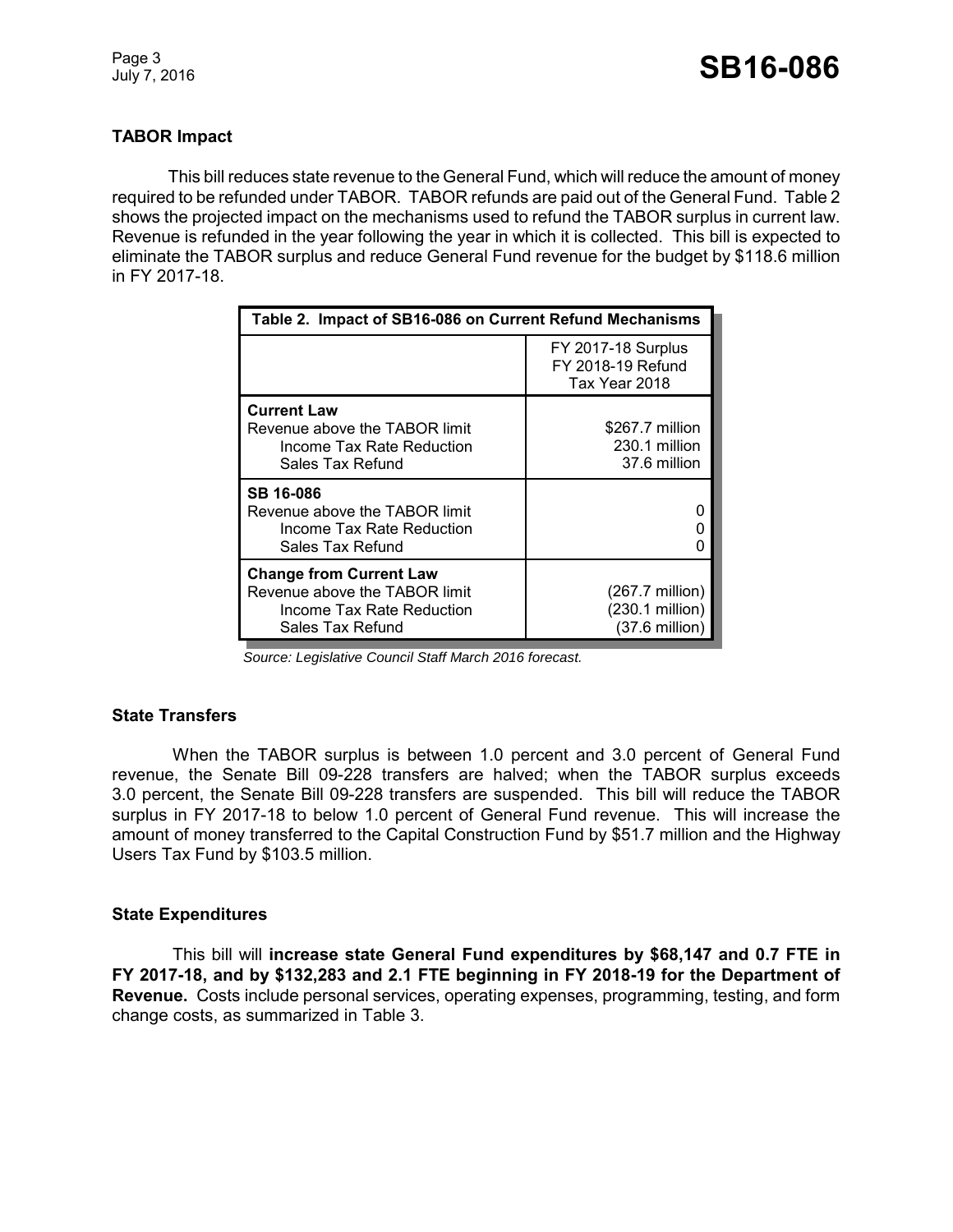### TABOR Impact

This bill reduces state revenue to the General Fund, which will reduce the amount of money required to be refunded under TABOR. TABOR refunds are paid out of the General Fund. Table 2 shows the projected impact on the mechanisms used to refund the TABOR surplus in current law. Revenue is refunded in the year following the year in which it is collected. This bill is expected to eliminate the TABOR surplus and reduce General Fund revenue for the budget by $118.6 million in FY 2017-18.

| Table 2. Impact of SB16-086 on Current Refund Mechanisms | |
|---|---|
| | FY 2017-18 Surplus<br>FY 2018-19 Refund<br>Tax Year 2018 |
| **Current Law** | |
| Revenue above the TABOR limit | $267.7 million |
| Income Tax Rate Reduction | 230.1 million |
| Sales Tax Refund | 37.6 million |
| **SB 16-086** | |
| Revenue above the TABOR limit | 0 |
| Income Tax Rate Reduction | 0 |
| Sales Tax Refund | 0 |
| **Change from Current Law** | |
| Revenue above the TABOR limit | (267.7 million) |
| Income Tax Rate Reduction | (230.1 million) |
| Sales Tax Refund | (37.6 million) |

*Source: Legislative Council Staff March 2016 forecast.*

### State Transfers

When the TABOR surplus is between 1.0 percent and 3.0 percent of General Fund revenue, the Senate Bill 09-228 transfers are halved; when the TABOR surplus exceeds 3.0 percent, the Senate Bill 09-228 transfers are suspended. This bill will reduce the TABOR surplus in FY 2017-18 to below 1.0 percent of General Fund revenue. This will increase the amount of money transferred to the Capital Construction Fund by $51.7 million and the Highway Users Tax Fund by $103.5 million.

### State Expenditures

This bill will **increase state General Fund expenditures by $68,147 and 0.7 FTE in FY 2017-18, and by $132,283 and 2.1 FTE beginning in FY 2018-19 for the Department of Revenue.** Costs include personal services, operating expenses, programming, testing, and form change costs, as summarized in Table 3.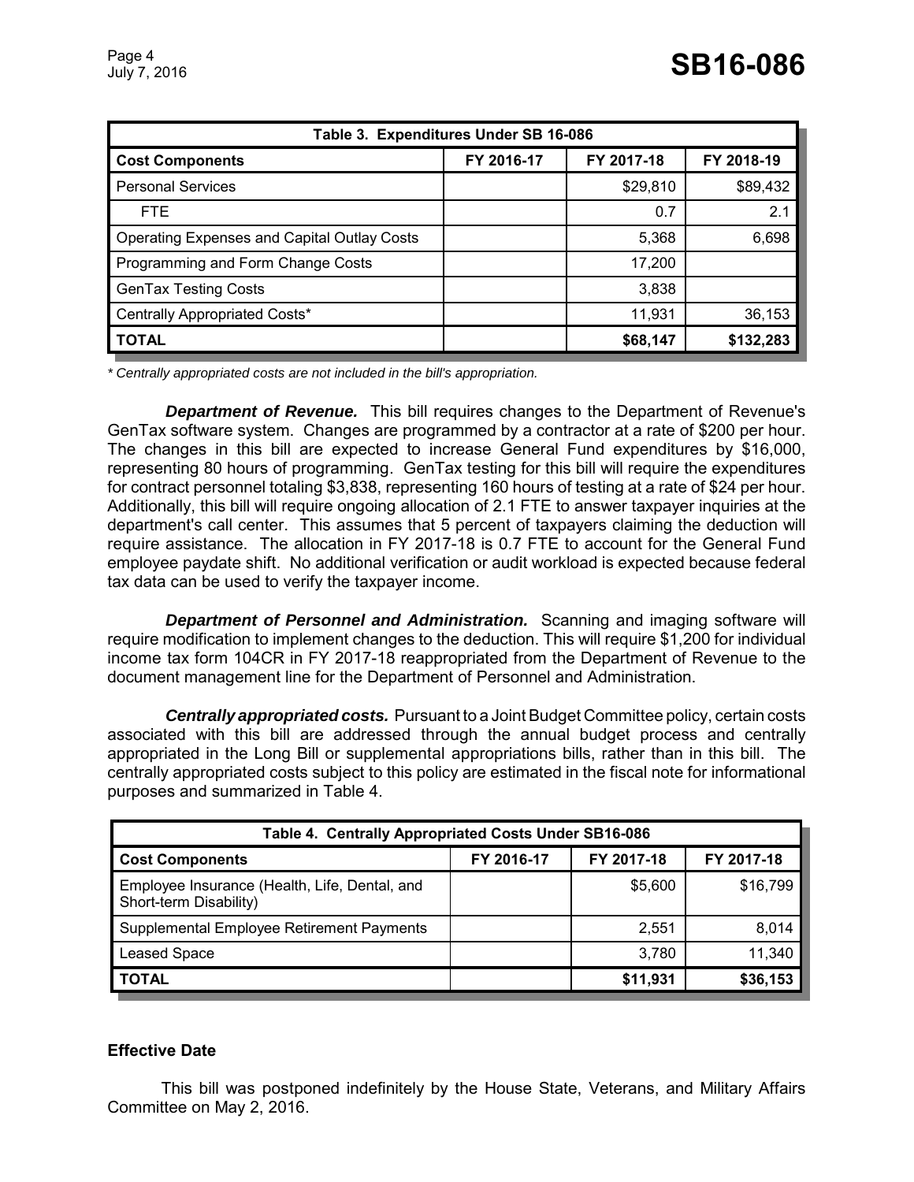| Table 3. Expenditures Under SB 16-086 | | | |
|---|---|---|---|
| **Cost Components** | **FY 2016-17** | **FY 2017-18** | **FY 2018-19** |
| Personal Services | | $29,810 | $89,432 |
| FTE | | 0.7 | 2.1 |
| Operating Expenses and Capital Outlay Costs | | 5,368 | 6,698 |
| Programming and Form Change Costs | | 17,200 | |
| GenTax Testing Costs | | 3,838 | |
| Centrally Appropriated Costs* | | 11,931 | 36,153 |
| **TOTAL** | | **$68,147** | **$132,283** |

*\* Centrally appropriated costs are not included in the bill's appropriation.*

***Department of Revenue.*** This bill requires changes to the Department of Revenue's GenTax software system. Changes are programmed by a contractor at a rate of $200 per hour. The changes in this bill are expected to increase General Fund expenditures by $16,000, representing 80 hours of programming. GenTax testing for this bill will require the expenditures for contract personnel totaling $3,838, representing 160 hours of testing at a rate of $24 per hour. Additionally, this bill will require ongoing allocation of 2.1 FTE to answer taxpayer inquiries at the department's call center. This assumes that 5 percent of taxpayers claiming the deduction will require assistance. The allocation in FY 2017-18 is 0.7 FTE to account for the General Fund employee paydate shift. No additional verification or audit workload is expected because federal tax data can be used to verify the taxpayer income.

***Department of Personnel and Administration.*** Scanning and imaging software will require modification to implement changes to the deduction. This will require $1,200 for individual income tax form 104CR in FY 2017-18 reappropriated from the Department of Revenue to the document management line for the Department of Personnel and Administration.

***Centrally appropriated costs.*** Pursuant to a Joint Budget Committee policy, certain costs associated with this bill are addressed through the annual budget process and centrally appropriated in the Long Bill or supplemental appropriations bills, rather than in this bill. The centrally appropriated costs subject to this policy are estimated in the fiscal note for informational purposes and summarized in Table 4.

| Table 4. Centrally Appropriated Costs Under SB16-086 | | | |
|---|---|---|---|
| **Cost Components** | **FY 2016-17** | **FY 2017-18** | **FY 2017-18** |
| Employee Insurance (Health, Life, Dental, and Short-term Disability) | | $5,600 | $16,799 |
| Supplemental Employee Retirement Payments | | 2,551 | 8,014 |
| Leased Space | | 3,780 | 11,340 |
| **TOTAL** | | **$11,931** | **$36,153** |

## Effective Date

This bill was postponed indefinitely by the House State, Veterans, and Military Affairs Committee on May 2, 2016.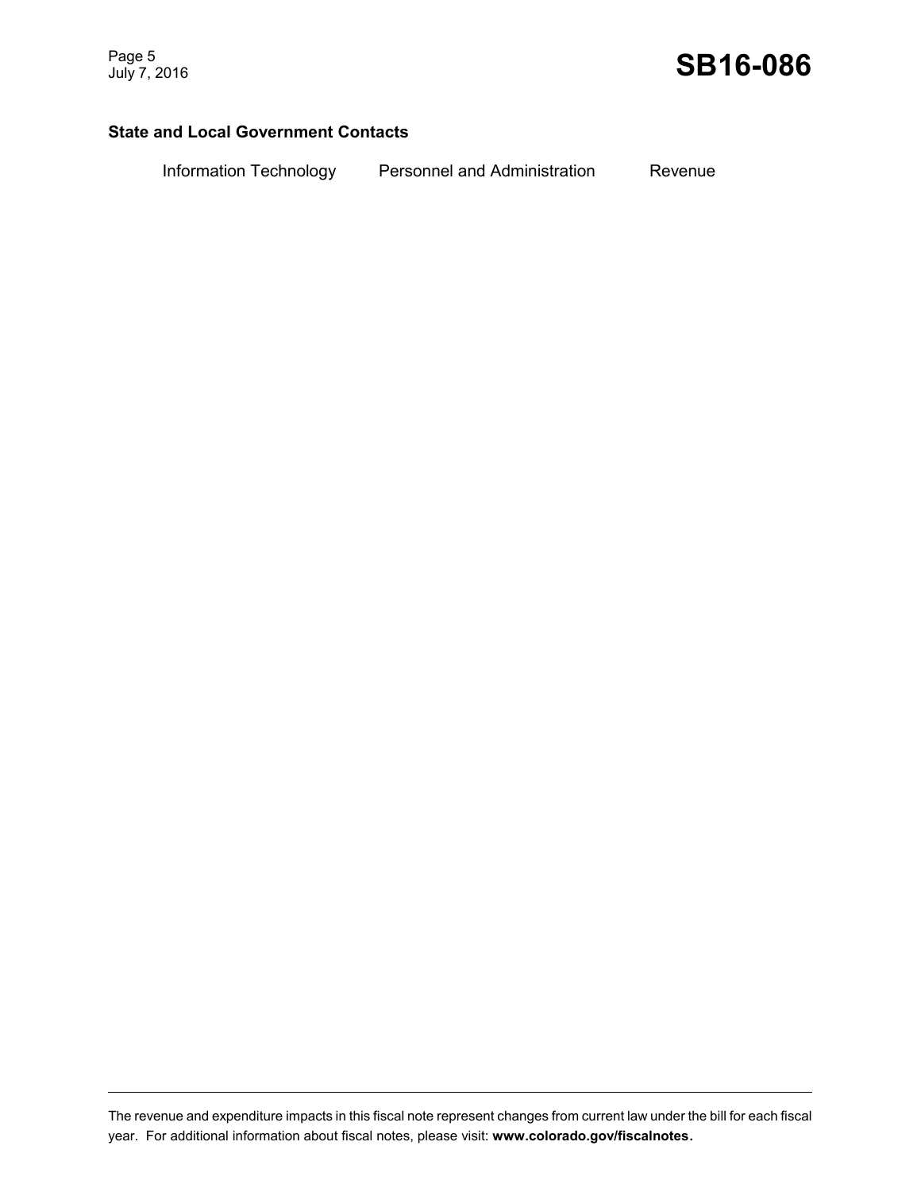**State and Local Government Contacts**

Information Technology　　Personnel and Administration　　Revenue

The revenue and expenditure impacts in this fiscal note represent changes from current law under the bill for each fiscal year. For additional information about fiscal notes, please visit: **www.colorado.gov/fiscalnotes.**